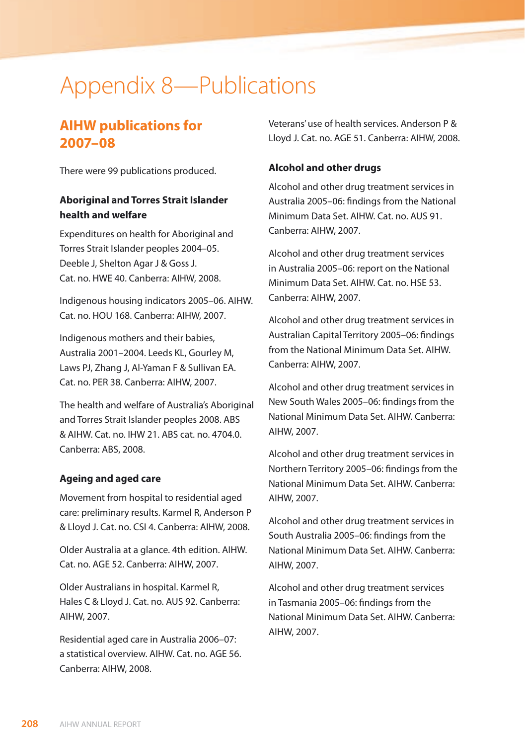# Appendix 8—Publications

## AIHW publications for 2007–08

There were 99 publications produced.

### Aboriginal and Torres Strait Islander health and welfare

Expenditures on health for Aboriginal and Torres Strait Islander peoples 2004–05. Deeble J, Shelton Agar J & Goss J. Cat. no. HWE 40. Canberra: AIHW, 2008.

Indigenous housing indicators 2005–06. AIHW. Cat. no. HOU 168. Canberra: AIHW, 2007.

Indigenous mothers and their babies, Australia 2001–2004. Leeds KL, Gourley M, Laws PJ, Zhang J, Al-Yaman F & Sullivan EA. Cat. no. PER 38. Canberra: AIHW, 2007.

The health and welfare of Australia's Aboriginal and Torres Strait Islander peoples 2008. ABS & AIHW. Cat. no. IHW 21. ABS cat. no. 4704.0. Canberra: ABS, 2008.

### Ageing and aged care

Movement from hospital to residential aged care: preliminary results. Karmel R, Anderson P & Lloyd J. Cat. no. CSI 4. Canberra: AIHW, 2008.

Older Australia at a glance. 4th edition. AIHW. Cat. no. AGE 52. Canberra: AIHW, 2007.

Older Australians in hospital. Karmel R, Hales C & Lloyd J. Cat. no. AUS 92. Canberra: AIHW, 2007.

Residential aged care in Australia 2006–07: a statistical overview. AIHW. Cat. no. AGE 56. Canberra: AIHW, 2008.

Veterans' use of health services. Anderson P & Lloyd J. Cat. no. AGE 51. Canberra: AIHW, 2008.

### Alcohol and other drugs

Alcohol and other drug treatment services in Australia 2005–06: findings from the National Minimum Data Set. AIHW. Cat. no. AUS 91. Canberra: AIHW, 2007.

Alcohol and other drug treatment services in Australia 2005–06: report on the National Minimum Data Set. AIHW. Cat. no. HSE 53. Canberra: AIHW, 2007.

Alcohol and other drug treatment services in Australian Capital Territory 2005–06: findings from the National Minimum Data Set. AIHW. Canberra: AIHW, 2007.

Alcohol and other drug treatment services in New South Wales 2005–06: findings from the National Minimum Data Set. AIHW. Canberra: AIHW, 2007.

Alcohol and other drug treatment services in Northern Territory 2005–06: findings from the National Minimum Data Set. AIHW. Canberra: AIHW, 2007.

Alcohol and other drug treatment services in South Australia 2005–06: findings from the National Minimum Data Set. AIHW. Canberra: AIHW, 2007.

Alcohol and other drug treatment services in Tasmania 2005–06: findings from the National Minimum Data Set. AIHW. Canberra: AIHW, 2007.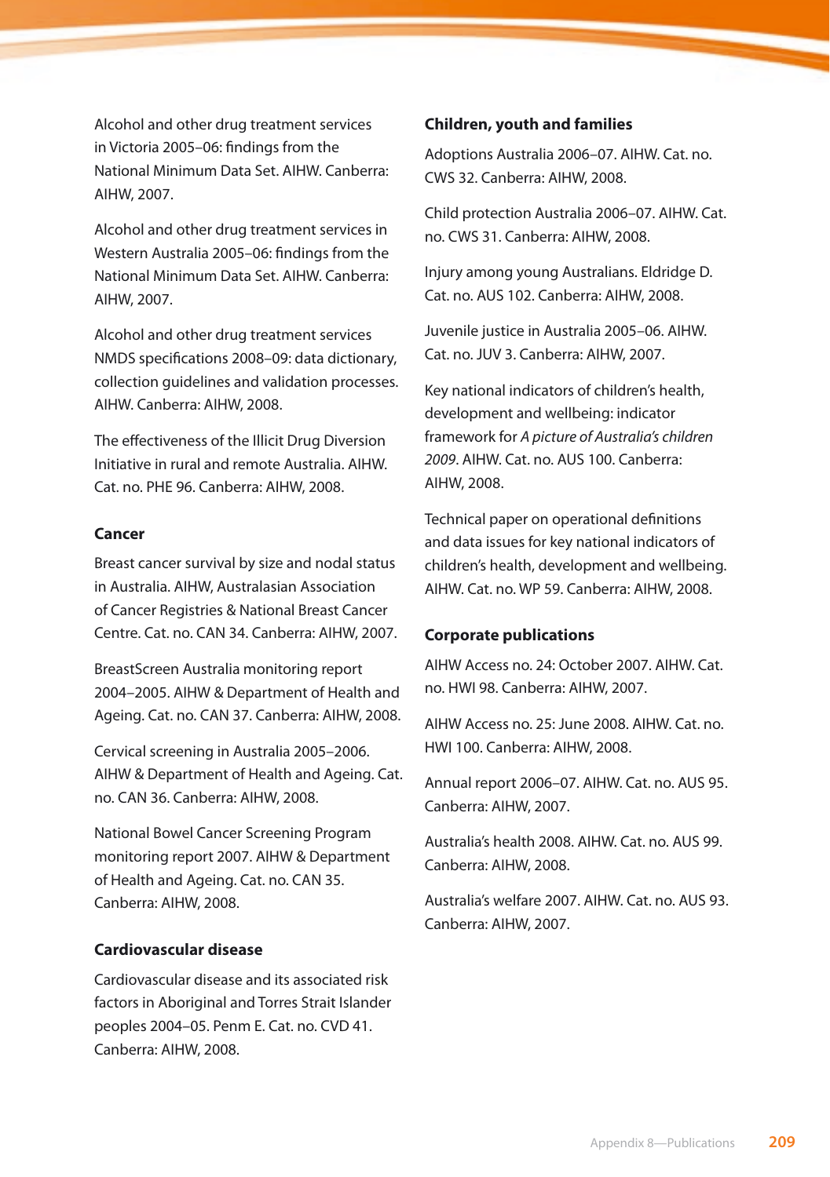Alcohol and other drug treatment services in Victoria 2005–06: findings from the National Minimum Data Set. AIHW. Canberra: AIHW, 2007.

Alcohol and other drug treatment services in Western Australia 2005–06: findings from the National Minimum Data Set. AIHW. Canberra: AIHW, 2007.

Alcohol and other drug treatment services NMDS specifications 2008–09: data dictionary, collection guidelines and validation processes. AIHW. Canberra: AIHW, 2008.

The effectiveness of the Illicit Drug Diversion Initiative in rural and remote Australia. AIHW. Cat. no. PHE 96. Canberra: AIHW, 2008.

**Cancer**

Breast cancer survival by size and nodal status in Australia. AIHW, Australasian Association of Cancer Registries & National Breast Cancer Centre. Cat. no. CAN 34. Canberra: AIHW, 2007.

BreastScreen Australia monitoring report 2004–2005. AIHW & Department of Health and Ageing. Cat. no. CAN 37. Canberra: AIHW, 2008.

Cervical screening in Australia 2005–2006. AIHW & Department of Health and Ageing. Cat. no. CAN 36. Canberra: AIHW, 2008.

National Bowel Cancer Screening Program monitoring report 2007. AIHW & Department of Health and Ageing. Cat. no. CAN 35. Canberra: AIHW, 2008.

**Cardiovascular disease**

Cardiovascular disease and its associated risk factors in Aboriginal and Torres Strait Islander peoples 2004–05. Penm E. Cat. no. CVD 41. Canberra: AIHW, 2008.

**Children, youth and families**

Adoptions Australia 2006–07. AIHW. Cat. no. CWS 32. Canberra: AIHW, 2008.

Child protection Australia 2006–07. AIHW. Cat. no. CWS 31. Canberra: AIHW, 2008.

Injury among young Australians. Eldridge D. Cat. no. AUS 102. Canberra: AIHW, 2008.

Juvenile justice in Australia 2005–06. AIHW. Cat. no. JUV 3. Canberra: AIHW, 2007.

Key national indicators of children's health, development and wellbeing: indicator framework for *A picture of Australia's children 2009*. AIHW. Cat. no. AUS 100. Canberra: AIHW, 2008.

Technical paper on operational definitions and data issues for key national indicators of children's health, development and wellbeing. AIHW. Cat. no. WP 59. Canberra: AIHW, 2008.

**Corporate publications**

AIHW Access no. 24: October 2007. AIHW. Cat. no. HWI 98. Canberra: AIHW, 2007.

AIHW Access no. 25: June 2008. AIHW. Cat. no. HWI 100. Canberra: AIHW, 2008.

Annual report 2006–07. AIHW. Cat. no. AUS 95. Canberra: AIHW, 2007.

Australia's health 2008. AIHW. Cat. no. AUS 99. Canberra: AIHW, 2008.

Australia's welfare 2007. AIHW. Cat. no. AUS 93. Canberra: AIHW, 2007.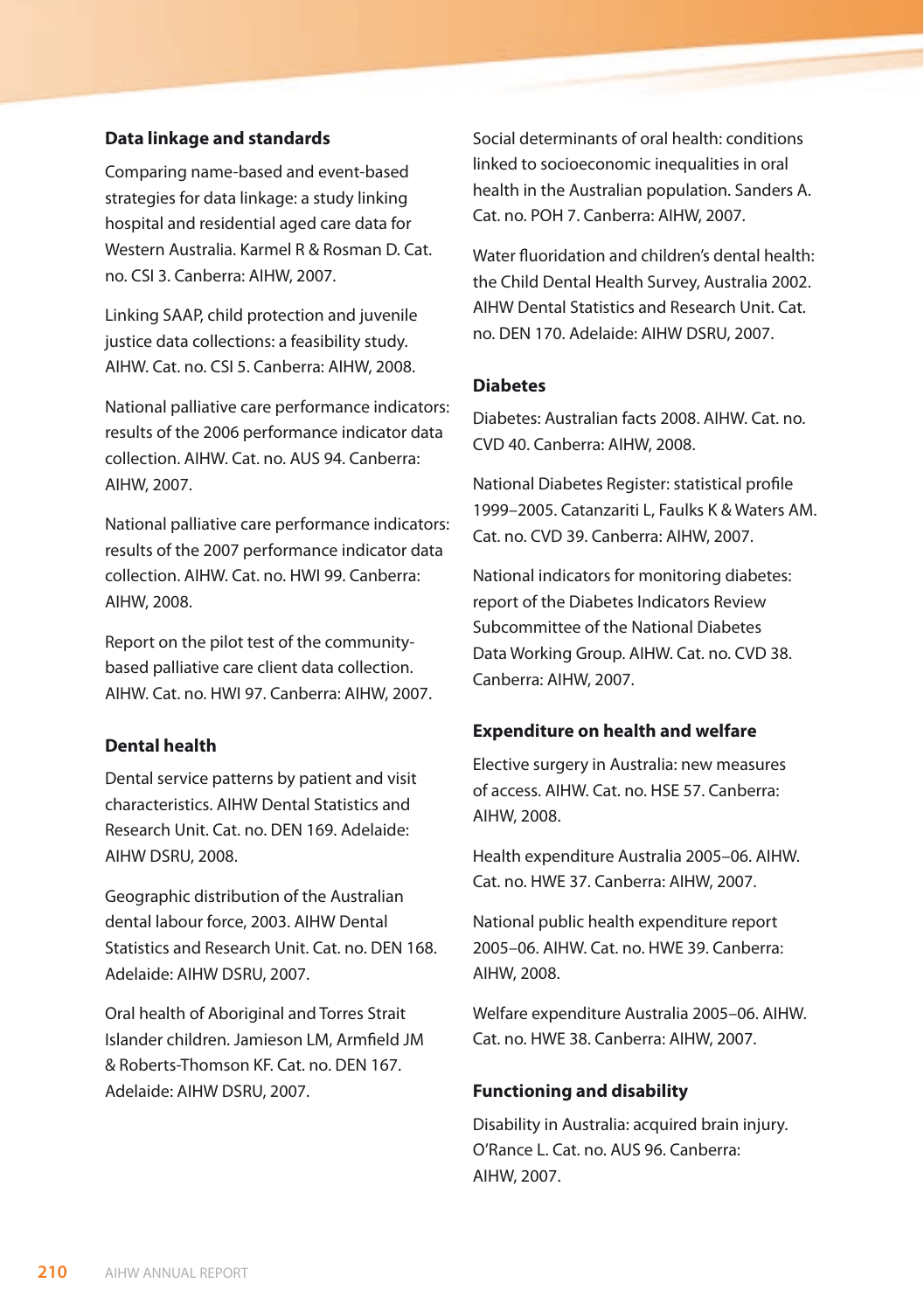### Data linkage and standards

Comparing name-based and event-based strategies for data linkage: a study linking hospital and residential aged care data for Western Australia. Karmel R & Rosman D. Cat. no. CSI 3. Canberra: AIHW, 2007.

Linking SAAP, child protection and juvenile justice data collections: a feasibility study. AIHW. Cat. no. CSI 5. Canberra: AIHW, 2008.

National palliative care performance indicators: results of the 2006 performance indicator data collection. AIHW. Cat. no. AUS 94. Canberra: AIHW, 2007.

National palliative care performance indicators: results of the 2007 performance indicator data collection. AIHW. Cat. no. HWI 99. Canberra: AIHW, 2008.

Report on the pilot test of the community-based palliative care client data collection. AIHW. Cat. no. HWI 97. Canberra: AIHW, 2007.

### Dental health

Dental service patterns by patient and visit characteristics. AIHW Dental Statistics and Research Unit. Cat. no. DEN 169. Adelaide: AIHW DSRU, 2008.

Geographic distribution of the Australian dental labour force, 2003. AIHW Dental Statistics and Research Unit. Cat. no. DEN 168. Adelaide: AIHW DSRU, 2007.

Oral health of Aboriginal and Torres Strait Islander children. Jamieson LM, Armfield JM & Roberts-Thomson KF. Cat. no. DEN 167. Adelaide: AIHW DSRU, 2007.

Social determinants of oral health: conditions linked to socioeconomic inequalities in oral health in the Australian population. Sanders A. Cat. no. POH 7. Canberra: AIHW, 2007.

Water fluoridation and children's dental health: the Child Dental Health Survey, Australia 2002. AIHW Dental Statistics and Research Unit. Cat. no. DEN 170. Adelaide: AIHW DSRU, 2007.

### Diabetes

Diabetes: Australian facts 2008. AIHW. Cat. no. CVD 40. Canberra: AIHW, 2008.

National Diabetes Register: statistical profile 1999–2005. Catanzariti L, Faulks K & Waters AM. Cat. no. CVD 39. Canberra: AIHW, 2007.

National indicators for monitoring diabetes: report of the Diabetes Indicators Review Subcommittee of the National Diabetes Data Working Group. AIHW. Cat. no. CVD 38. Canberra: AIHW, 2007.

### Expenditure on health and welfare

Elective surgery in Australia: new measures of access. AIHW. Cat. no. HSE 57. Canberra: AIHW, 2008.

Health expenditure Australia 2005–06. AIHW. Cat. no. HWE 37. Canberra: AIHW, 2007.

National public health expenditure report 2005–06. AIHW. Cat. no. HWE 39. Canberra: AIHW, 2008.

Welfare expenditure Australia 2005–06. AIHW. Cat. no. HWE 38. Canberra: AIHW, 2007.

### Functioning and disability

Disability in Australia: acquired brain injury. O'Rance L. Cat. no. AUS 96. Canberra: AIHW, 2007.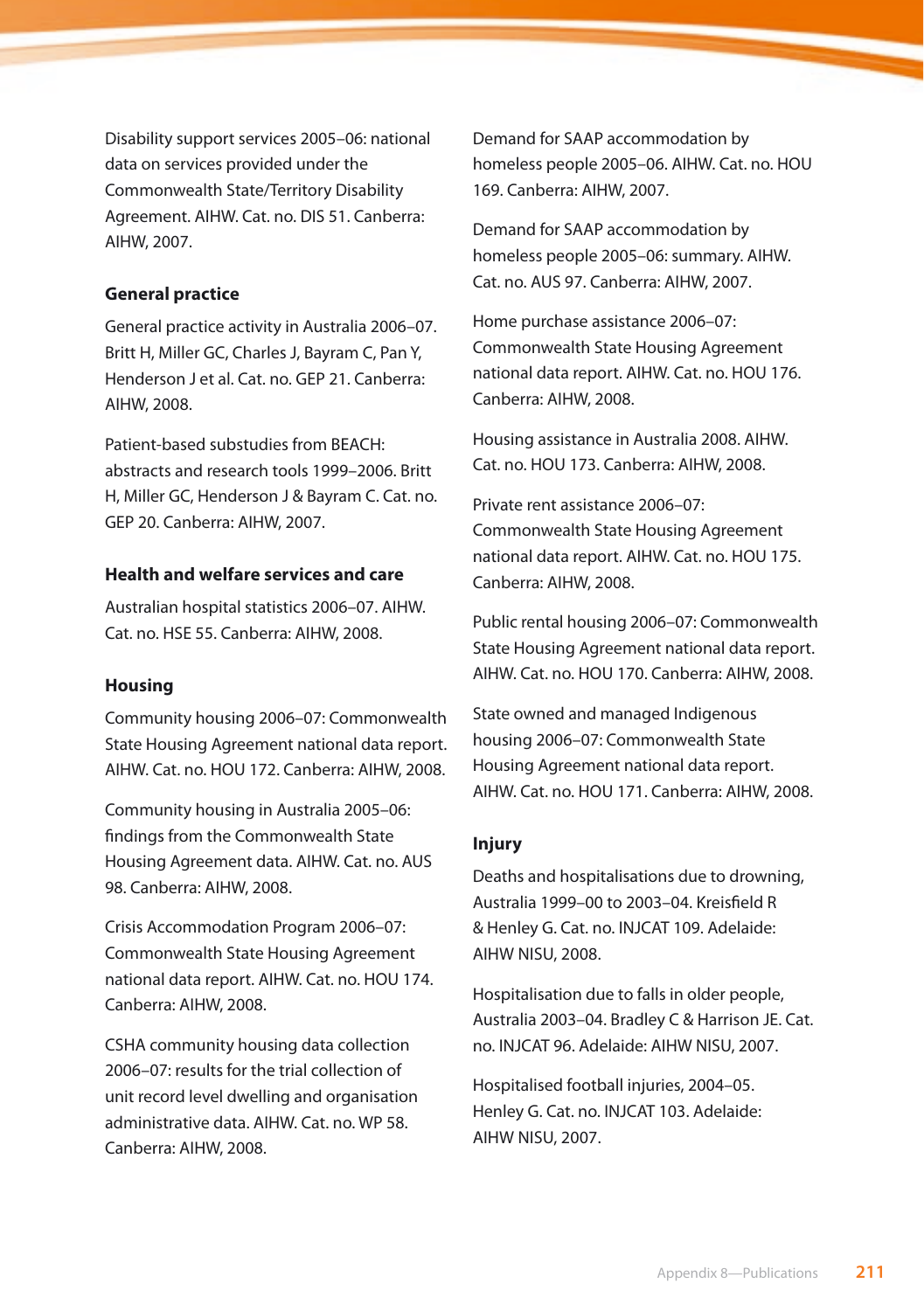Disability support services 2005–06: national data on services provided under the Commonwealth State/Territory Disability Agreement. AIHW. Cat. no. DIS 51. Canberra: AIHW, 2007.

### General practice

General practice activity in Australia 2006–07. Britt H, Miller GC, Charles J, Bayram C, Pan Y, Henderson J et al. Cat. no. GEP 21. Canberra: AIHW, 2008.

Patient-based substudies from BEACH: abstracts and research tools 1999–2006. Britt H, Miller GC, Henderson J & Bayram C. Cat. no. GEP 20. Canberra: AIHW, 2007.

### Health and welfare services and care

Australian hospital statistics 2006–07. AIHW. Cat. no. HSE 55. Canberra: AIHW, 2008.

### Housing

Community housing 2006–07: Commonwealth State Housing Agreement national data report. AIHW. Cat. no. HOU 172. Canberra: AIHW, 2008.

Community housing in Australia 2005–06: findings from the Commonwealth State Housing Agreement data. AIHW. Cat. no. AUS 98. Canberra: AIHW, 2008.

Crisis Accommodation Program 2006–07: Commonwealth State Housing Agreement national data report. AIHW. Cat. no. HOU 174. Canberra: AIHW, 2008.

CSHA community housing data collection 2006–07: results for the trial collection of unit record level dwelling and organisation administrative data. AIHW. Cat. no. WP 58. Canberra: AIHW, 2008.

Demand for SAAP accommodation by homeless people 2005–06. AIHW. Cat. no. HOU 169. Canberra: AIHW, 2007.

Demand for SAAP accommodation by homeless people 2005–06: summary. AIHW. Cat. no. AUS 97. Canberra: AIHW, 2007.

Home purchase assistance 2006–07: Commonwealth State Housing Agreement national data report. AIHW. Cat. no. HOU 176. Canberra: AIHW, 2008.

Housing assistance in Australia 2008. AIHW. Cat. no. HOU 173. Canberra: AIHW, 2008.

Private rent assistance 2006–07: Commonwealth State Housing Agreement national data report. AIHW. Cat. no. HOU 175. Canberra: AIHW, 2008.

Public rental housing 2006–07: Commonwealth State Housing Agreement national data report. AIHW. Cat. no. HOU 170. Canberra: AIHW, 2008.

State owned and managed Indigenous housing 2006–07: Commonwealth State Housing Agreement national data report. AIHW. Cat. no. HOU 171. Canberra: AIHW, 2008.

### Injury

Deaths and hospitalisations due to drowning, Australia 1999–00 to 2003–04. Kreisfield R & Henley G. Cat. no. INJCAT 109. Adelaide: AIHW NISU, 2008.

Hospitalisation due to falls in older people, Australia 2003–04. Bradley C & Harrison JE. Cat. no. INJCAT 96. Adelaide: AIHW NISU, 2007.

Hospitalised football injuries, 2004–05. Henley G. Cat. no. INJCAT 103. Adelaide: AIHW NISU, 2007.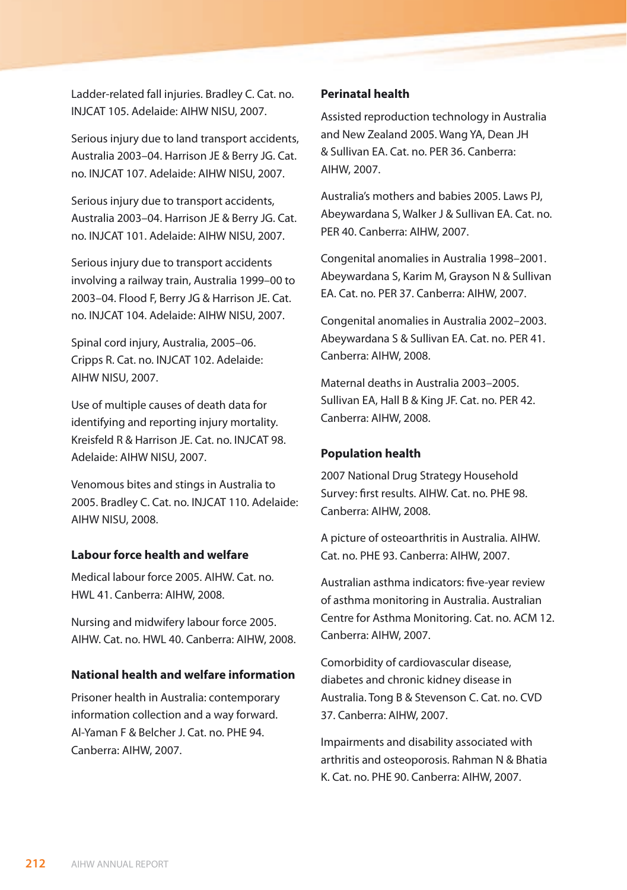Ladder-related fall injuries. Bradley C. Cat. no. INJCAT 105. Adelaide: AIHW NISU, 2007.

Serious injury due to land transport accidents, Australia 2003–04. Harrison JE & Berry JG. Cat. no. INJCAT 107. Adelaide: AIHW NISU, 2007.

Serious injury due to transport accidents, Australia 2003–04. Harrison JE & Berry JG. Cat. no. INJCAT 101. Adelaide: AIHW NISU, 2007.

Serious injury due to transport accidents involving a railway train, Australia 1999–00 to 2003–04. Flood F, Berry JG & Harrison JE. Cat. no. INJCAT 104. Adelaide: AIHW NISU, 2007.

Spinal cord injury, Australia, 2005–06. Cripps R. Cat. no. INJCAT 102. Adelaide: AIHW NISU, 2007.

Use of multiple causes of death data for identifying and reporting injury mortality. Kreisfeld R & Harrison JE. Cat. no. INJCAT 98. Adelaide: AIHW NISU, 2007.

Venomous bites and stings in Australia to 2005. Bradley C. Cat. no. INJCAT 110. Adelaide: AIHW NISU, 2008.

### Labour force health and welfare

Medical labour force 2005. AIHW. Cat. no. HWL 41. Canberra: AIHW, 2008.

Nursing and midwifery labour force 2005. AIHW. Cat. no. HWL 40. Canberra: AIHW, 2008.

### National health and welfare information

Prisoner health in Australia: contemporary information collection and a way forward. Al-Yaman F & Belcher J. Cat. no. PHE 94. Canberra: AIHW, 2007.

### Perinatal health

Assisted reproduction technology in Australia and New Zealand 2005. Wang YA, Dean JH & Sullivan EA. Cat. no. PER 36. Canberra: AIHW, 2007.

Australia's mothers and babies 2005. Laws PJ, Abeywardana S, Walker J & Sullivan EA. Cat. no. PER 40. Canberra: AIHW, 2007.

Congenital anomalies in Australia 1998–2001. Abeywardana S, Karim M, Grayson N & Sullivan EA. Cat. no. PER 37. Canberra: AIHW, 2007.

Congenital anomalies in Australia 2002–2003. Abeywardana S & Sullivan EA. Cat. no. PER 41. Canberra: AIHW, 2008.

Maternal deaths in Australia 2003–2005. Sullivan EA, Hall B & King JF. Cat. no. PER 42. Canberra: AIHW, 2008.

### Population health

2007 National Drug Strategy Household Survey: first results. AIHW. Cat. no. PHE 98. Canberra: AIHW, 2008.

A picture of osteoarthritis in Australia. AIHW. Cat. no. PHE 93. Canberra: AIHW, 2007.

Australian asthma indicators: five-year review of asthma monitoring in Australia. Australian Centre for Asthma Monitoring. Cat. no. ACM 12. Canberra: AIHW, 2007.

Comorbidity of cardiovascular disease, diabetes and chronic kidney disease in Australia. Tong B & Stevenson C. Cat. no. CVD 37. Canberra: AIHW, 2007.

Impairments and disability associated with arthritis and osteoporosis. Rahman N & Bhatia K. Cat. no. PHE 90. Canberra: AIHW, 2007.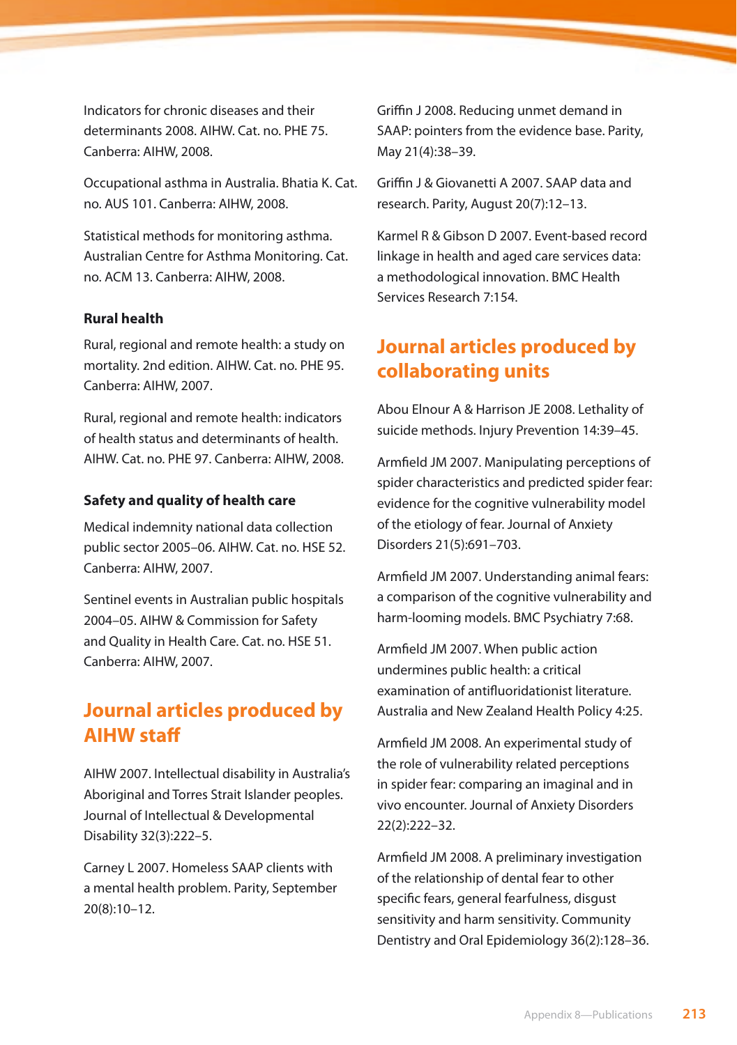Indicators for chronic diseases and their determinants 2008. AIHW. Cat. no. PHE 75. Canberra: AIHW, 2008.

Occupational asthma in Australia. Bhatia K. Cat. no. AUS 101. Canberra: AIHW, 2008.

Statistical methods for monitoring asthma. Australian Centre for Asthma Monitoring. Cat. no. ACM 13. Canberra: AIHW, 2008.

### Rural health

Rural, regional and remote health: a study on mortality. 2nd edition. AIHW. Cat. no. PHE 95. Canberra: AIHW, 2007.

Rural, regional and remote health: indicators of health status and determinants of health. AIHW. Cat. no. PHE 97. Canberra: AIHW, 2008.

### Safety and quality of health care

Medical indemnity national data collection public sector 2005–06. AIHW. Cat. no. HSE 52. Canberra: AIHW, 2007.

Sentinel events in Australian public hospitals 2004–05. AIHW & Commission for Safety and Quality in Health Care. Cat. no. HSE 51. Canberra: AIHW, 2007.

## Journal articles produced by AIHW staff

AIHW 2007. Intellectual disability in Australia's Aboriginal and Torres Strait Islander peoples. Journal of Intellectual & Developmental Disability 32(3):222–5.

Carney L 2007. Homeless SAAP clients with a mental health problem. Parity, September 20(8):10–12.

Griffin J 2008. Reducing unmet demand in SAAP: pointers from the evidence base. Parity, May 21(4):38–39.

Griffin J & Giovanetti A 2007. SAAP data and research. Parity, August 20(7):12–13.

Karmel R & Gibson D 2007. Event-based record linkage in health and aged care services data: a methodological innovation. BMC Health Services Research 7:154.

## Journal articles produced by collaborating units

Abou Elnour A & Harrison JE 2008. Lethality of suicide methods. Injury Prevention 14:39–45.

Armfield JM 2007. Manipulating perceptions of spider characteristics and predicted spider fear: evidence for the cognitive vulnerability model of the etiology of fear. Journal of Anxiety Disorders 21(5):691–703.

Armfield JM 2007. Understanding animal fears: a comparison of the cognitive vulnerability and harm-looming models. BMC Psychiatry 7:68.

Armfield JM 2007. When public action undermines public health: a critical examination of antifluoridationist literature. Australia and New Zealand Health Policy 4:25.

Armfield JM 2008. An experimental study of the role of vulnerability related perceptions in spider fear: comparing an imaginal and in vivo encounter. Journal of Anxiety Disorders 22(2):222–32.

Armfield JM 2008. A preliminary investigation of the relationship of dental fear to other specific fears, general fearfulness, disgust sensitivity and harm sensitivity. Community Dentistry and Oral Epidemiology 36(2):128–36.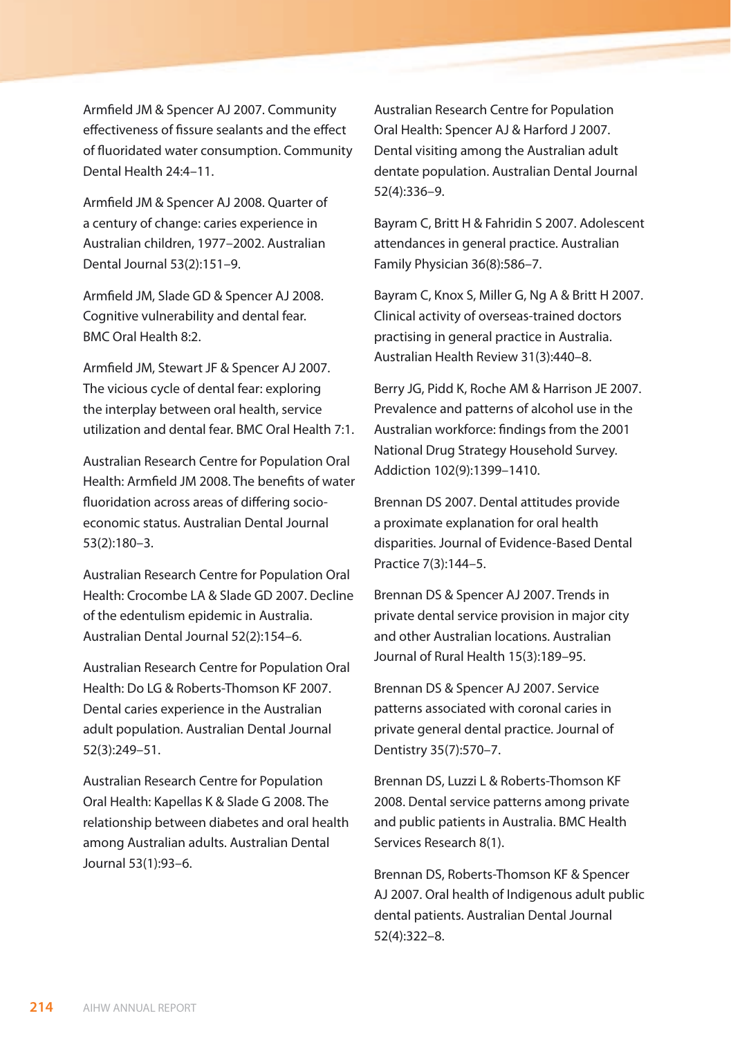Armfield JM & Spencer AJ 2007. Community effectiveness of fissure sealants and the effect of fluoridated water consumption. Community Dental Health 24:4–11.

Armfield JM & Spencer AJ 2008. Quarter of a century of change: caries experience in Australian children, 1977–2002. Australian Dental Journal 53(2):151–9.

Armfield JM, Slade GD & Spencer AJ 2008. Cognitive vulnerability and dental fear. BMC Oral Health 8:2.

Armfield JM, Stewart JF & Spencer AJ 2007. The vicious cycle of dental fear: exploring the interplay between oral health, service utilization and dental fear. BMC Oral Health 7:1.

Australian Research Centre for Population Oral Health: Armfield JM 2008. The benefits of water fluoridation across areas of differing socio-economic status. Australian Dental Journal 53(2):180–3.

Australian Research Centre for Population Oral Health: Crocombe LA & Slade GD 2007. Decline of the edentulism epidemic in Australia. Australian Dental Journal 52(2):154–6.

Australian Research Centre for Population Oral Health: Do LG & Roberts-Thomson KF 2007. Dental caries experience in the Australian adult population. Australian Dental Journal 52(3):249–51.

Australian Research Centre for Population Oral Health: Kapellas K & Slade G 2008. The relationship between diabetes and oral health among Australian adults. Australian Dental Journal 53(1):93–6.

Australian Research Centre for Population Oral Health: Spencer AJ & Harford J 2007. Dental visiting among the Australian adult dentate population. Australian Dental Journal 52(4):336–9.

Bayram C, Britt H & Fahridin S 2007. Adolescent attendances in general practice. Australian Family Physician 36(8):586–7.

Bayram C, Knox S, Miller G, Ng A & Britt H 2007. Clinical activity of overseas-trained doctors practising in general practice in Australia. Australian Health Review 31(3):440–8.

Berry JG, Pidd K, Roche AM & Harrison JE 2007. Prevalence and patterns of alcohol use in the Australian workforce: findings from the 2001 National Drug Strategy Household Survey. Addiction 102(9):1399–1410.

Brennan DS 2007. Dental attitudes provide a proximate explanation for oral health disparities. Journal of Evidence-Based Dental Practice 7(3):144–5.

Brennan DS & Spencer AJ 2007. Trends in private dental service provision in major city and other Australian locations. Australian Journal of Rural Health 15(3):189–95.

Brennan DS & Spencer AJ 2007. Service patterns associated with coronal caries in private general dental practice. Journal of Dentistry 35(7):570–7.

Brennan DS, Luzzi L & Roberts-Thomson KF 2008. Dental service patterns among private and public patients in Australia. BMC Health Services Research 8(1).

Brennan DS, Roberts-Thomson KF & Spencer AJ 2007. Oral health of Indigenous adult public dental patients. Australian Dental Journal 52(4):322–8.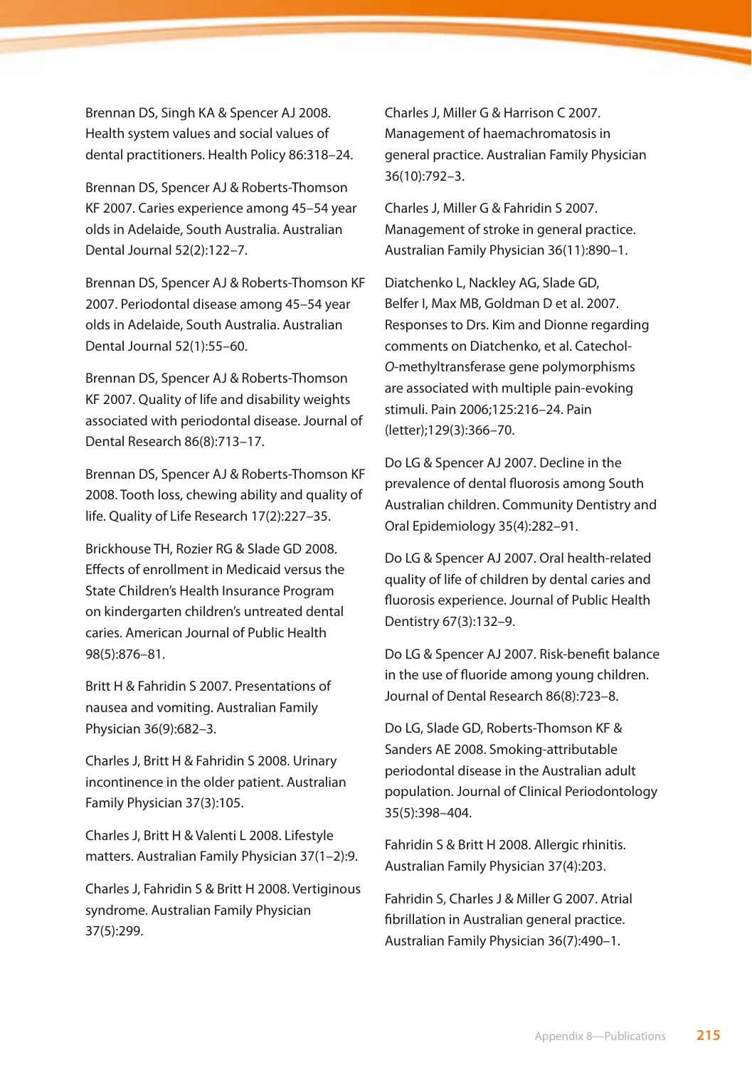Brennan DS, Singh KA & Spencer AJ 2008. Health system values and social values of dental practitioners. Health Policy 86:318–24.

Brennan DS, Spencer AJ & Roberts-Thomson KF 2007. Caries experience among 45–54 year olds in Adelaide, South Australia. Australian Dental Journal 52(2):122–7.

Brennan DS, Spencer AJ & Roberts-Thomson KF 2007. Periodontal disease among 45–54 year olds in Adelaide, South Australia. Australian Dental Journal 52(1):55–60.

Brennan DS, Spencer AJ & Roberts-Thomson KF 2007. Quality of life and disability weights associated with periodontal disease. Journal of Dental Research 86(8):713–17.

Brennan DS, Spencer AJ & Roberts-Thomson KF 2008. Tooth loss, chewing ability and quality of life. Quality of Life Research 17(2):227–35.

Brickhouse TH, Rozier RG & Slade GD 2008. Effects of enrollment in Medicaid versus the State Children's Health Insurance Program on kindergarten children's untreated dental caries. American Journal of Public Health 98(5):876–81.

Britt H & Fahridin S 2007. Presentations of nausea and vomiting. Australian Family Physician 36(9):682–3.

Charles J, Britt H & Fahridin S 2008. Urinary incontinence in the older patient. Australian Family Physician 37(3):105.

Charles J, Britt H & Valenti L 2008. Lifestyle matters. Australian Family Physician 37(1–2):9.

Charles J, Fahridin S & Britt H 2008. Vertiginous syndrome. Australian Family Physician 37(5):299.

Charles J, Miller G & Harrison C 2007. Management of haemachromatosis in general practice. Australian Family Physician 36(10):792–3.

Charles J, Miller G & Fahridin S 2007. Management of stroke in general practice. Australian Family Physician 36(11):890–1.

Diatchenko L, Nackley AG, Slade GD, Belfer I, Max MB, Goldman D et al. 2007. Responses to Drs. Kim and Dionne regarding comments on Diatchenko, et al. Catechol-*O*-methyltransferase gene polymorphisms are associated with multiple pain-evoking stimuli. Pain 2006;125:216–24. Pain (letter);129(3):366–70.

Do LG & Spencer AJ 2007. Decline in the prevalence of dental fluorosis among South Australian children. Community Dentistry and Oral Epidemiology 35(4):282–91.

Do LG & Spencer AJ 2007. Oral health-related quality of life of children by dental caries and fluorosis experience. Journal of Public Health Dentistry 67(3):132–9.

Do LG & Spencer AJ 2007. Risk-benefit balance in the use of fluoride among young children. Journal of Dental Research 86(8):723–8.

Do LG, Slade GD, Roberts-Thomson KF & Sanders AE 2008. Smoking-attributable periodontal disease in the Australian adult population. Journal of Clinical Periodontology 35(5):398–404.

Fahridin S & Britt H 2008. Allergic rhinitis. Australian Family Physician 37(4):203.

Fahridin S, Charles J & Miller G 2007. Atrial fibrillation in Australian general practice. Australian Family Physician 36(7):490–1.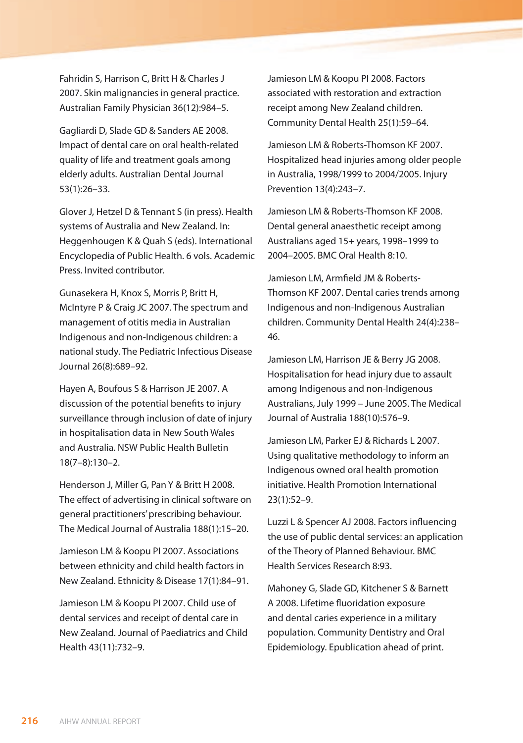Fahridin S, Harrison C, Britt H & Charles J 2007. Skin malignancies in general practice. Australian Family Physician 36(12):984–5.

Gagliardi D, Slade GD & Sanders AE 2008. Impact of dental care on oral health-related quality of life and treatment goals among elderly adults. Australian Dental Journal 53(1):26–33.

Glover J, Hetzel D & Tennant S (in press). Health systems of Australia and New Zealand. In: Heggenhougen K & Quah S (eds). International Encyclopedia of Public Health. 6 vols. Academic Press. Invited contributor.

Gunasekera H, Knox S, Morris P, Britt H, McIntyre P & Craig JC 2007. The spectrum and management of otitis media in Australian Indigenous and non-Indigenous children: a national study. The Pediatric Infectious Disease Journal 26(8):689–92.

Hayen A, Boufous S & Harrison JE 2007. A discussion of the potential benefits to injury surveillance through inclusion of date of injury in hospitalisation data in New South Wales and Australia. NSW Public Health Bulletin 18(7–8):130–2.

Henderson J, Miller G, Pan Y & Britt H 2008. The effect of advertising in clinical software on general practitioners' prescribing behaviour. The Medical Journal of Australia 188(1):15–20.

Jamieson LM & Koopu PI 2007. Associations between ethnicity and child health factors in New Zealand. Ethnicity & Disease 17(1):84–91.

Jamieson LM & Koopu PI 2007. Child use of dental services and receipt of dental care in New Zealand. Journal of Paediatrics and Child Health 43(11):732–9.

Jamieson LM & Koopu PI 2008. Factors associated with restoration and extraction receipt among New Zealand children. Community Dental Health 25(1):59–64.

Jamieson LM & Roberts-Thomson KF 2007. Hospitalized head injuries among older people in Australia, 1998/1999 to 2004/2005. Injury Prevention 13(4):243–7.

Jamieson LM & Roberts-Thomson KF 2008. Dental general anaesthetic receipt among Australians aged 15+ years, 1998–1999 to 2004–2005. BMC Oral Health 8:10.

Jamieson LM, Armfield JM & Roberts-Thomson KF 2007. Dental caries trends among Indigenous and non-Indigenous Australian children. Community Dental Health 24(4):238–46.

Jamieson LM, Harrison JE & Berry JG 2008. Hospitalisation for head injury due to assault among Indigenous and non-Indigenous Australians, July 1999 – June 2005. The Medical Journal of Australia 188(10):576–9.

Jamieson LM, Parker EJ & Richards L 2007. Using qualitative methodology to inform an Indigenous owned oral health promotion initiative. Health Promotion International 23(1):52–9.

Luzzi L & Spencer AJ 2008. Factors influencing the use of public dental services: an application of the Theory of Planned Behaviour. BMC Health Services Research 8:93.

Mahoney G, Slade GD, Kitchener S & Barnett A 2008. Lifetime fluoridation exposure and dental caries experience in a military population. Community Dentistry and Oral Epidemiology. Epublication ahead of print.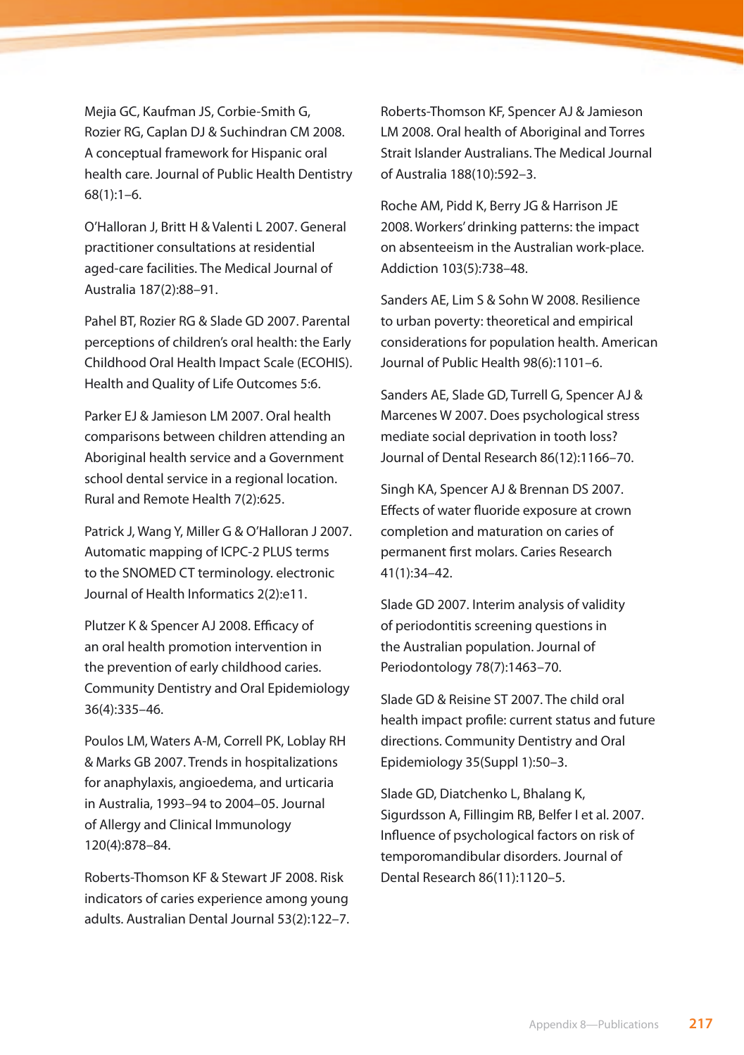Mejia GC, Kaufman JS, Corbie-Smith G, Rozier RG, Caplan DJ & Suchindran CM 2008. A conceptual framework for Hispanic oral health care. Journal of Public Health Dentistry 68(1):1–6.

O'Halloran J, Britt H & Valenti L 2007. General practitioner consultations at residential aged-care facilities. The Medical Journal of Australia 187(2):88–91.

Pahel BT, Rozier RG & Slade GD 2007. Parental perceptions of children's oral health: the Early Childhood Oral Health Impact Scale (ECOHIS). Health and Quality of Life Outcomes 5:6.

Parker EJ & Jamieson LM 2007. Oral health comparisons between children attending an Aboriginal health service and a Government school dental service in a regional location. Rural and Remote Health 7(2):625.

Patrick J, Wang Y, Miller G & O'Halloran J 2007. Automatic mapping of ICPC-2 PLUS terms to the SNOMED CT terminology. electronic Journal of Health Informatics 2(2):e11.

Plutzer K & Spencer AJ 2008. Efficacy of an oral health promotion intervention in the prevention of early childhood caries. Community Dentistry and Oral Epidemiology 36(4):335–46.

Poulos LM, Waters A-M, Correll PK, Loblay RH & Marks GB 2007. Trends in hospitalizations for anaphylaxis, angioedema, and urticaria in Australia, 1993–94 to 2004–05. Journal of Allergy and Clinical Immunology 120(4):878–84.

Roberts-Thomson KF & Stewart JF 2008. Risk indicators of caries experience among young adults. Australian Dental Journal 53(2):122–7.

Roberts-Thomson KF, Spencer AJ & Jamieson LM 2008. Oral health of Aboriginal and Torres Strait Islander Australians. The Medical Journal of Australia 188(10):592–3.

Roche AM, Pidd K, Berry JG & Harrison JE 2008. Workers' drinking patterns: the impact on absenteeism in the Australian work-place. Addiction 103(5):738–48.

Sanders AE, Lim S & Sohn W 2008. Resilience to urban poverty: theoretical and empirical considerations for population health. American Journal of Public Health 98(6):1101–6.

Sanders AE, Slade GD, Turrell G, Spencer AJ & Marcenes W 2007. Does psychological stress mediate social deprivation in tooth loss? Journal of Dental Research 86(12):1166–70.

Singh KA, Spencer AJ & Brennan DS 2007. Effects of water fluoride exposure at crown completion and maturation on caries of permanent first molars. Caries Research 41(1):34–42.

Slade GD 2007. Interim analysis of validity of periodontitis screening questions in the Australian population. Journal of Periodontology 78(7):1463–70.

Slade GD & Reisine ST 2007. The child oral health impact profile: current status and future directions. Community Dentistry and Oral Epidemiology 35(Suppl 1):50–3.

Slade GD, Diatchenko L, Bhalang K, Sigurdsson A, Fillingim RB, Belfer I et al. 2007. Influence of psychological factors on risk of temporomandibular disorders. Journal of Dental Research 86(11):1120–5.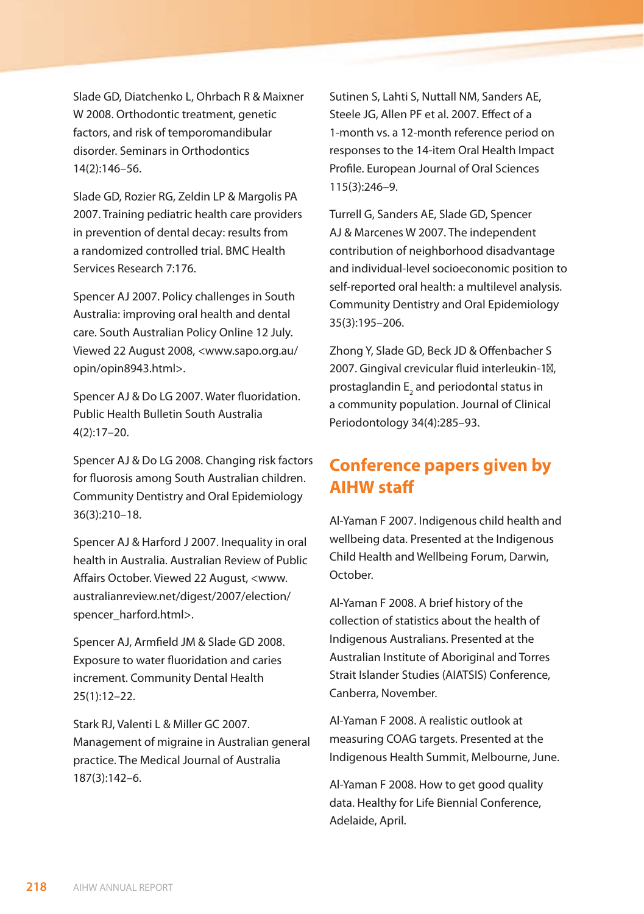Slade GD, Diatchenko L, Ohrbach R & Maixner W 2008. Orthodontic treatment, genetic factors, and risk of temporomandibular disorder. Seminars in Orthodontics 14(2):146–56.

Slade GD, Rozier RG, Zeldin LP & Margolis PA 2007. Training pediatric health care providers in prevention of dental decay: results from a randomized controlled trial. BMC Health Services Research 7:176.

Spencer AJ 2007. Policy challenges in South Australia: improving oral health and dental care. South Australian Policy Online 12 July. Viewed 22 August 2008, <www.sapo.org.au/opin/opin8943.html>.

Spencer AJ & Do LG 2007. Water fluoridation. Public Health Bulletin South Australia 4(2):17–20.

Spencer AJ & Do LG 2008. Changing risk factors for fluorosis among South Australian children. Community Dentistry and Oral Epidemiology 36(3):210–18.

Spencer AJ & Harford J 2007. Inequality in oral health in Australia. Australian Review of Public Affairs October. Viewed 22 August, <www.australianreview.net/digest/2007/election/spencer_harford.html>.

Spencer AJ, Armfield JM & Slade GD 2008. Exposure to water fluoridation and caries increment. Community Dental Health 25(1):12–22.

Stark RJ, Valenti L & Miller GC 2007. Management of migraine in Australian general practice. The Medical Journal of Australia 187(3):142–6.

Sutinen S, Lahti S, Nuttall NM, Sanders AE, Steele JG, Allen PF et al. 2007. Effect of a 1-month vs. a 12-month reference period on responses to the 14-item Oral Health Impact Profile. European Journal of Oral Sciences 115(3):246–9.

Turrell G, Sanders AE, Slade GD, Spencer AJ & Marcenes W 2007. The independent contribution of neighborhood disadvantage and individual-level socioeconomic position to self-reported oral health: a multilevel analysis. Community Dentistry and Oral Epidemiology 35(3):195–206.

Zhong Y, Slade GD, Beck JD & Offenbacher S 2007. Gingival crevicular fluid interleukin-1β, prostaglandin $E_2$ and periodontal status in a community population. Journal of Clinical Periodontology 34(4):285–93.

## Conference papers given by AIHW staff

Al-Yaman F 2007. Indigenous child health and wellbeing data. Presented at the Indigenous Child Health and Wellbeing Forum, Darwin, October.

Al-Yaman F 2008. A brief history of the collection of statistics about the health of Indigenous Australians. Presented at the Australian Institute of Aboriginal and Torres Strait Islander Studies (AIATSIS) Conference, Canberra, November.

Al-Yaman F 2008. A realistic outlook at measuring COAG targets. Presented at the Indigenous Health Summit, Melbourne, June.

Al-Yaman F 2008. How to get good quality data. Healthy for Life Biennial Conference, Adelaide, April.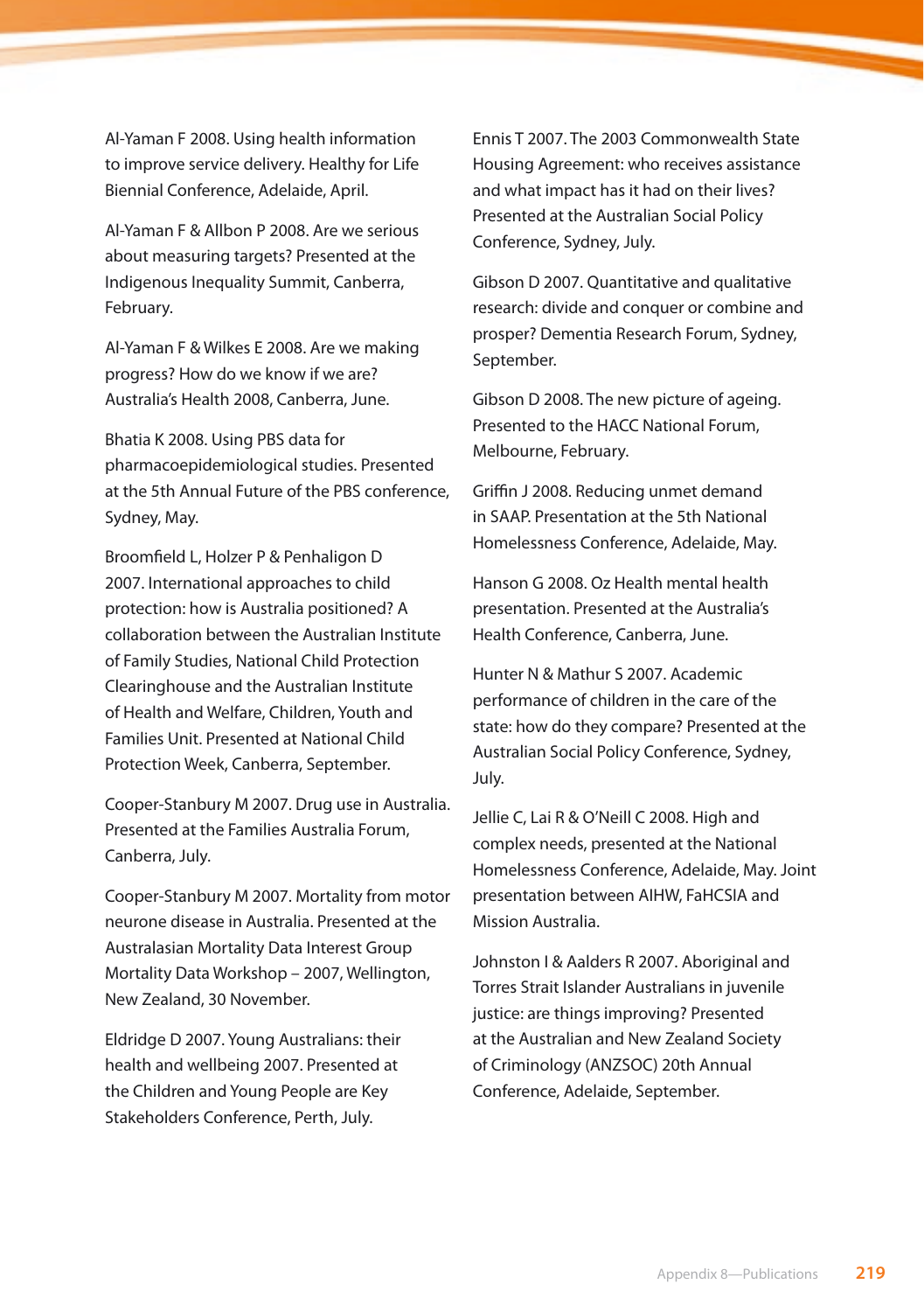Al-Yaman F 2008. Using health information to improve service delivery. Healthy for Life Biennial Conference, Adelaide, April.

Al-Yaman F & Allbon P 2008. Are we serious about measuring targets? Presented at the Indigenous Inequality Summit, Canberra, February.

Al-Yaman F & Wilkes E 2008. Are we making progress? How do we know if we are? Australia's Health 2008, Canberra, June.

Bhatia K 2008. Using PBS data for pharmacoepidemiological studies. Presented at the 5th Annual Future of the PBS conference, Sydney, May.

Broomfield L, Holzer P & Penhaligon D 2007. International approaches to child protection: how is Australia positioned? A collaboration between the Australian Institute of Family Studies, National Child Protection Clearinghouse and the Australian Institute of Health and Welfare, Children, Youth and Families Unit. Presented at National Child Protection Week, Canberra, September.

Cooper-Stanbury M 2007. Drug use in Australia. Presented at the Families Australia Forum, Canberra, July.

Cooper-Stanbury M 2007. Mortality from motor neurone disease in Australia. Presented at the Australasian Mortality Data Interest Group Mortality Data Workshop – 2007, Wellington, New Zealand, 30 November.

Eldridge D 2007. Young Australians: their health and wellbeing 2007. Presented at the Children and Young People are Key Stakeholders Conference, Perth, July.

Ennis T 2007. The 2003 Commonwealth State Housing Agreement: who receives assistance and what impact has it had on their lives? Presented at the Australian Social Policy Conference, Sydney, July.

Gibson D 2007. Quantitative and qualitative research: divide and conquer or combine and prosper? Dementia Research Forum, Sydney, September.

Gibson D 2008. The new picture of ageing. Presented to the HACC National Forum, Melbourne, February.

Griffin J 2008. Reducing unmet demand in SAAP. Presentation at the 5th National Homelessness Conference, Adelaide, May.

Hanson G 2008. Oz Health mental health presentation. Presented at the Australia's Health Conference, Canberra, June.

Hunter N & Mathur S 2007. Academic performance of children in the care of the state: how do they compare? Presented at the Australian Social Policy Conference, Sydney, July.

Jellie C, Lai R & O'Neill C 2008. High and complex needs, presented at the National Homelessness Conference, Adelaide, May. Joint presentation between AIHW, FaHCSIA and Mission Australia.

Johnston I & Aalders R 2007. Aboriginal and Torres Strait Islander Australians in juvenile justice: are things improving? Presented at the Australian and New Zealand Society of Criminology (ANZSOC) 20th Annual Conference, Adelaide, September.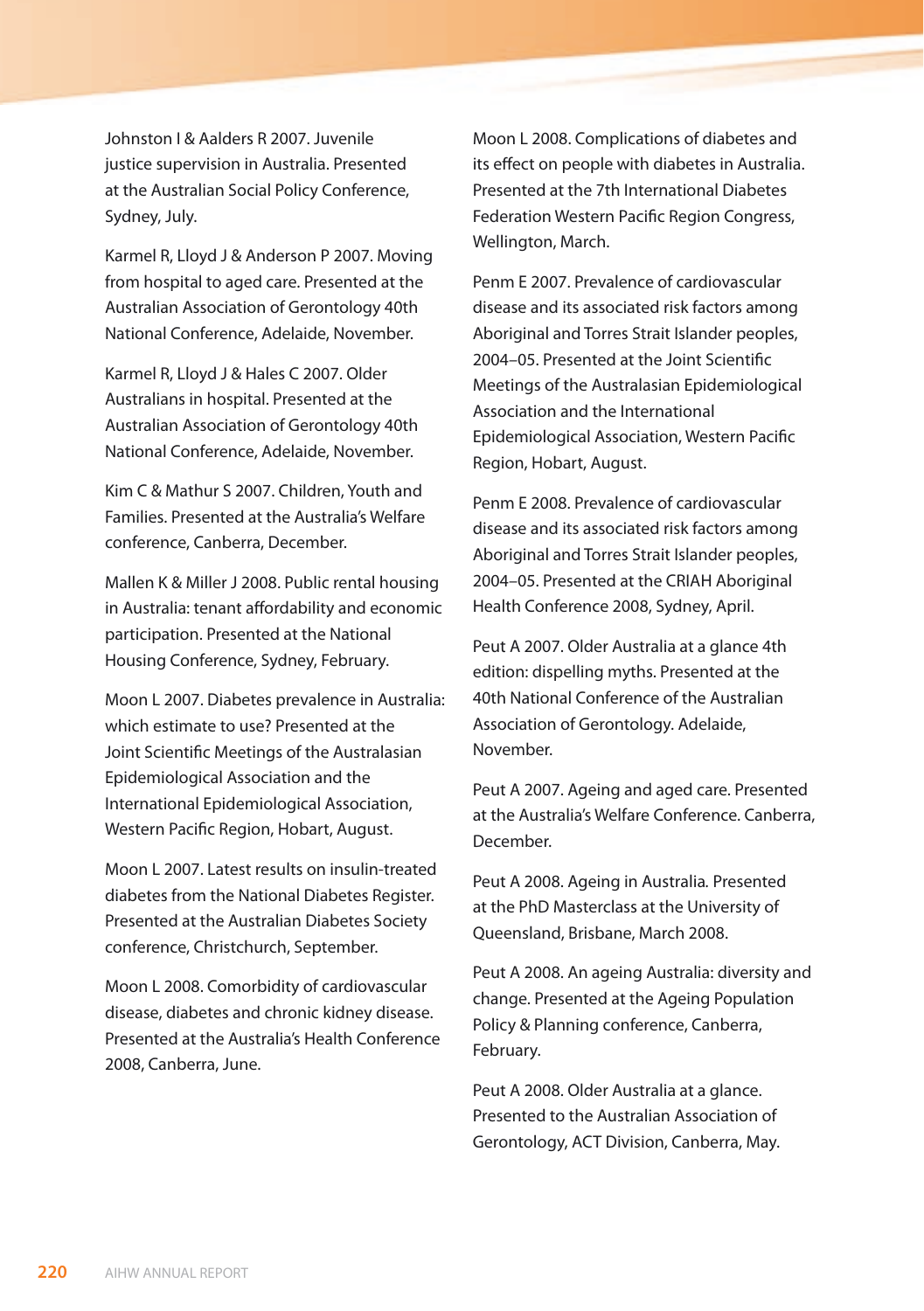Johnston I & Aalders R 2007. Juvenile justice supervision in Australia. Presented at the Australian Social Policy Conference, Sydney, July.

Karmel R, Lloyd J & Anderson P 2007. Moving from hospital to aged care. Presented at the Australian Association of Gerontology 40th National Conference, Adelaide, November.

Karmel R, Lloyd J & Hales C 2007. Older Australians in hospital. Presented at the Australian Association of Gerontology 40th National Conference, Adelaide, November.

Kim C & Mathur S 2007. Children, Youth and Families. Presented at the Australia's Welfare conference, Canberra, December.

Mallen K & Miller J 2008. Public rental housing in Australia: tenant affordability and economic participation. Presented at the National Housing Conference, Sydney, February.

Moon L 2007. Diabetes prevalence in Australia: which estimate to use? Presented at the Joint Scientific Meetings of the Australasian Epidemiological Association and the International Epidemiological Association, Western Pacific Region, Hobart, August.

Moon L 2007. Latest results on insulin-treated diabetes from the National Diabetes Register. Presented at the Australian Diabetes Society conference, Christchurch, September.

Moon L 2008. Comorbidity of cardiovascular disease, diabetes and chronic kidney disease. Presented at the Australia's Health Conference 2008, Canberra, June.

Moon L 2008. Complications of diabetes and its effect on people with diabetes in Australia. Presented at the 7th International Diabetes Federation Western Pacific Region Congress, Wellington, March.

Penm E 2007. Prevalence of cardiovascular disease and its associated risk factors among Aboriginal and Torres Strait Islander peoples, 2004–05. Presented at the Joint Scientific Meetings of the Australasian Epidemiological Association and the International Epidemiological Association, Western Pacific Region, Hobart, August.

Penm E 2008. Prevalence of cardiovascular disease and its associated risk factors among Aboriginal and Torres Strait Islander peoples, 2004–05. Presented at the CRIAH Aboriginal Health Conference 2008, Sydney, April.

Peut A 2007. Older Australia at a glance 4th edition: dispelling myths. Presented at the 40th National Conference of the Australian Association of Gerontology. Adelaide, November.

Peut A 2007. Ageing and aged care. Presented at the Australia's Welfare Conference. Canberra, December.

Peut A 2008. Ageing in Australia*.* Presented at the PhD Masterclass at the University of Queensland, Brisbane, March 2008.

Peut A 2008. An ageing Australia: diversity and change. Presented at the Ageing Population Policy & Planning conference, Canberra, February.

Peut A 2008. Older Australia at a glance. Presented to the Australian Association of Gerontology, ACT Division, Canberra, May.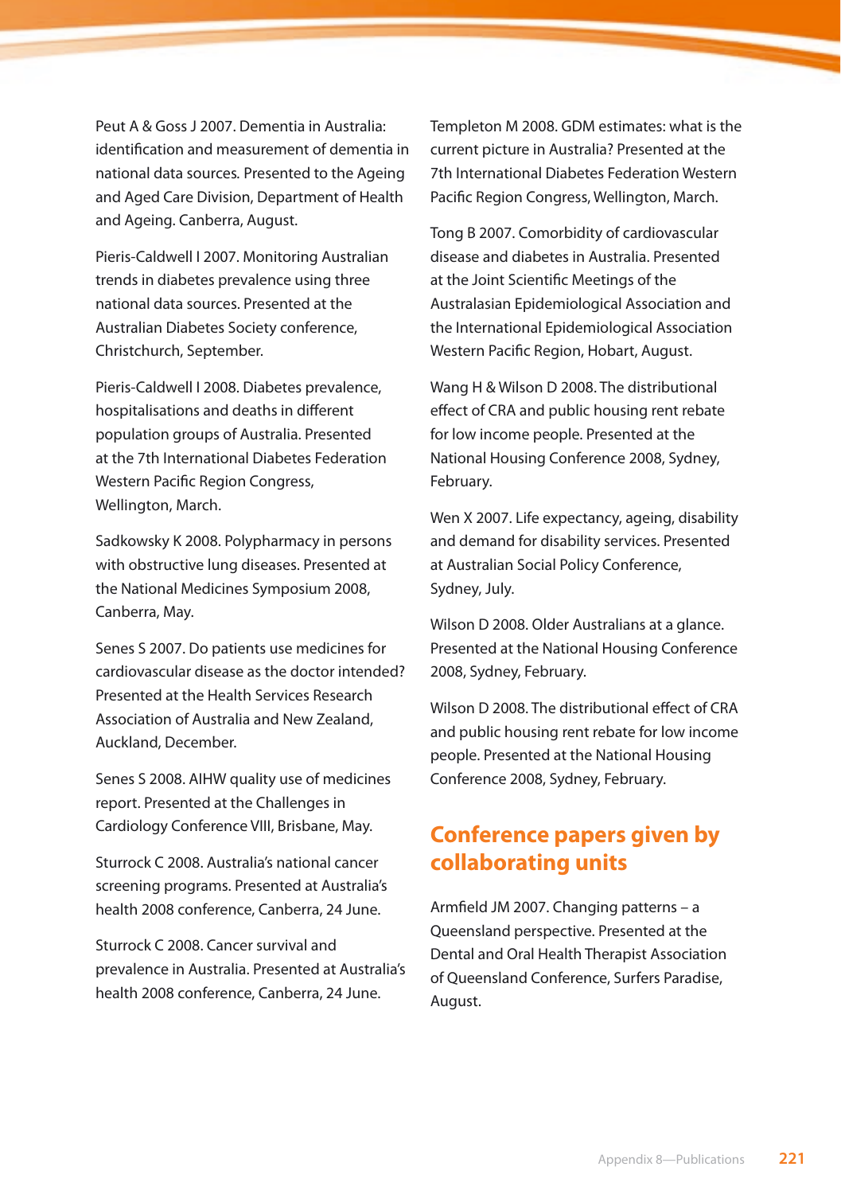Peut A & Goss J 2007. Dementia in Australia: identification and measurement of dementia in national data sources. Presented to the Ageing and Aged Care Division, Department of Health and Ageing. Canberra, August.

Pieris-Caldwell I 2007. Monitoring Australian trends in diabetes prevalence using three national data sources. Presented at the Australian Diabetes Society conference, Christchurch, September.

Pieris-Caldwell I 2008. Diabetes prevalence, hospitalisations and deaths in different population groups of Australia. Presented at the 7th International Diabetes Federation Western Pacific Region Congress, Wellington, March.

Sadkowsky K 2008. Polypharmacy in persons with obstructive lung diseases. Presented at the National Medicines Symposium 2008, Canberra, May.

Senes S 2007. Do patients use medicines for cardiovascular disease as the doctor intended? Presented at the Health Services Research Association of Australia and New Zealand, Auckland, December.

Senes S 2008. AIHW quality use of medicines report. Presented at the Challenges in Cardiology Conference VIII, Brisbane, May.

Sturrock C 2008. Australia's national cancer screening programs. Presented at Australia's health 2008 conference, Canberra, 24 June.

Sturrock C 2008. Cancer survival and prevalence in Australia. Presented at Australia's health 2008 conference, Canberra, 24 June.

Templeton M 2008. GDM estimates: what is the current picture in Australia? Presented at the 7th International Diabetes Federation Western Pacific Region Congress, Wellington, March.

Tong B 2007. Comorbidity of cardiovascular disease and diabetes in Australia. Presented at the Joint Scientific Meetings of the Australasian Epidemiological Association and the International Epidemiological Association Western Pacific Region, Hobart, August.

Wang H & Wilson D 2008. The distributional effect of CRA and public housing rent rebate for low income people. Presented at the National Housing Conference 2008, Sydney, February.

Wen X 2007. Life expectancy, ageing, disability and demand for disability services. Presented at Australian Social Policy Conference, Sydney, July.

Wilson D 2008. Older Australians at a glance. Presented at the National Housing Conference 2008, Sydney, February.

Wilson D 2008. The distributional effect of CRA and public housing rent rebate for low income people. Presented at the National Housing Conference 2008, Sydney, February.

## Conference papers given by collaborating units

Armfield JM 2007. Changing patterns – a Queensland perspective. Presented at the Dental and Oral Health Therapist Association of Queensland Conference, Surfers Paradise, August.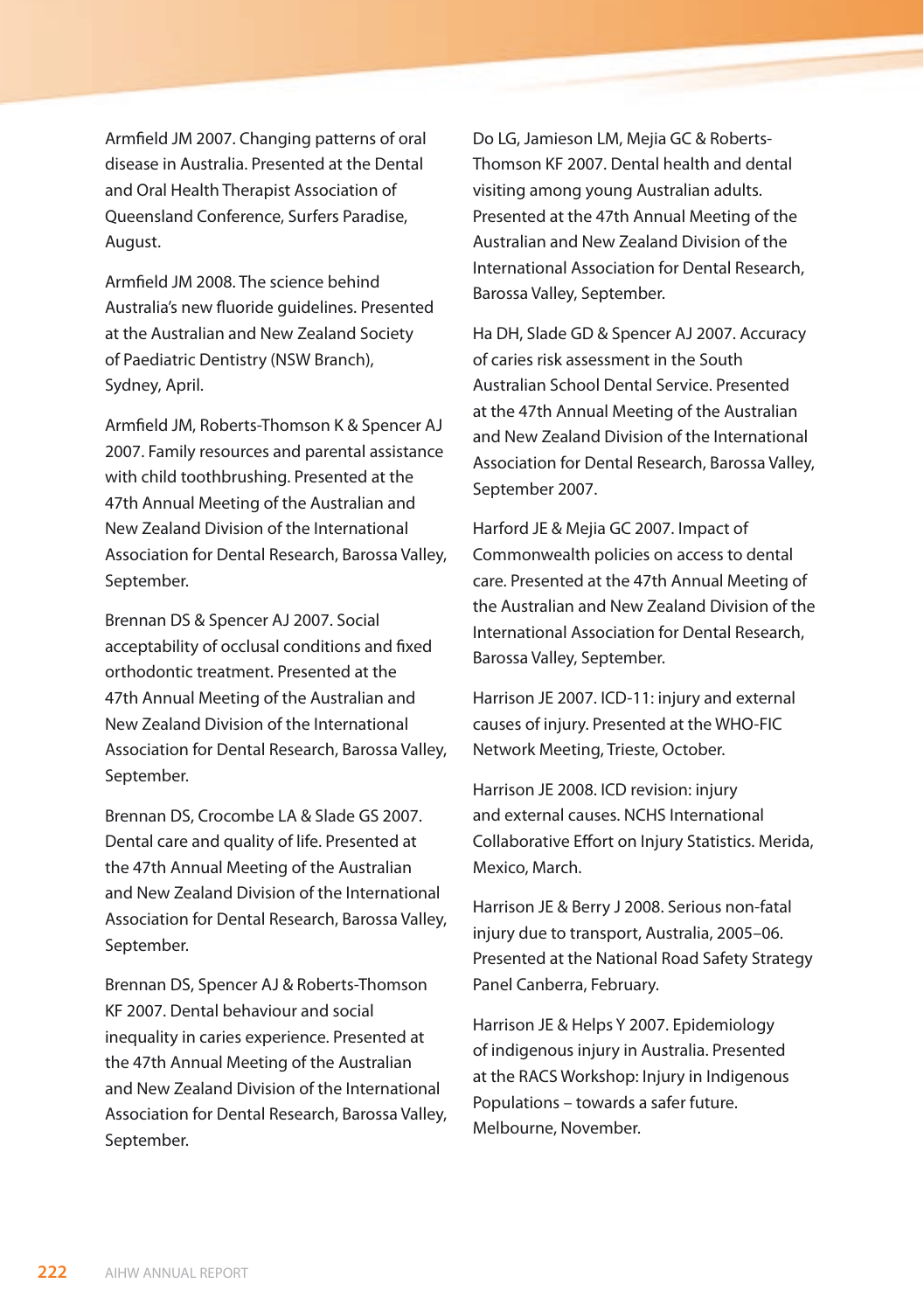Armfield JM 2007. Changing patterns of oral disease in Australia. Presented at the Dental and Oral Health Therapist Association of Queensland Conference, Surfers Paradise, August.

Armfield JM 2008. The science behind Australia's new fluoride guidelines. Presented at the Australian and New Zealand Society of Paediatric Dentistry (NSW Branch), Sydney, April.

Armfield JM, Roberts-Thomson K & Spencer AJ 2007. Family resources and parental assistance with child toothbrushing. Presented at the 47th Annual Meeting of the Australian and New Zealand Division of the International Association for Dental Research, Barossa Valley, September.

Brennan DS & Spencer AJ 2007. Social acceptability of occlusal conditions and fixed orthodontic treatment. Presented at the 47th Annual Meeting of the Australian and New Zealand Division of the International Association for Dental Research, Barossa Valley, September.

Brennan DS, Crocombe LA & Slade GS 2007. Dental care and quality of life. Presented at the 47th Annual Meeting of the Australian and New Zealand Division of the International Association for Dental Research, Barossa Valley, September.

Brennan DS, Spencer AJ & Roberts-Thomson KF 2007. Dental behaviour and social inequality in caries experience. Presented at the 47th Annual Meeting of the Australian and New Zealand Division of the International Association for Dental Research, Barossa Valley, September.

Do LG, Jamieson LM, Mejia GC & Roberts-Thomson KF 2007. Dental health and dental visiting among young Australian adults. Presented at the 47th Annual Meeting of the Australian and New Zealand Division of the International Association for Dental Research, Barossa Valley, September.

Ha DH, Slade GD & Spencer AJ 2007. Accuracy of caries risk assessment in the South Australian School Dental Service. Presented at the 47th Annual Meeting of the Australian and New Zealand Division of the International Association for Dental Research, Barossa Valley, September 2007.

Harford JE & Mejia GC 2007. Impact of Commonwealth policies on access to dental care. Presented at the 47th Annual Meeting of the Australian and New Zealand Division of the International Association for Dental Research, Barossa Valley, September.

Harrison JE 2007. ICD-11: injury and external causes of injury. Presented at the WHO-FIC Network Meeting, Trieste, October.

Harrison JE 2008. ICD revision: injury and external causes. NCHS International Collaborative Effort on Injury Statistics. Merida, Mexico, March.

Harrison JE & Berry J 2008. Serious non-fatal injury due to transport, Australia, 2005–06. Presented at the National Road Safety Strategy Panel Canberra, February.

Harrison JE & Helps Y 2007. Epidemiology of indigenous injury in Australia. Presented at the RACS Workshop: Injury in Indigenous Populations – towards a safer future. Melbourne, November.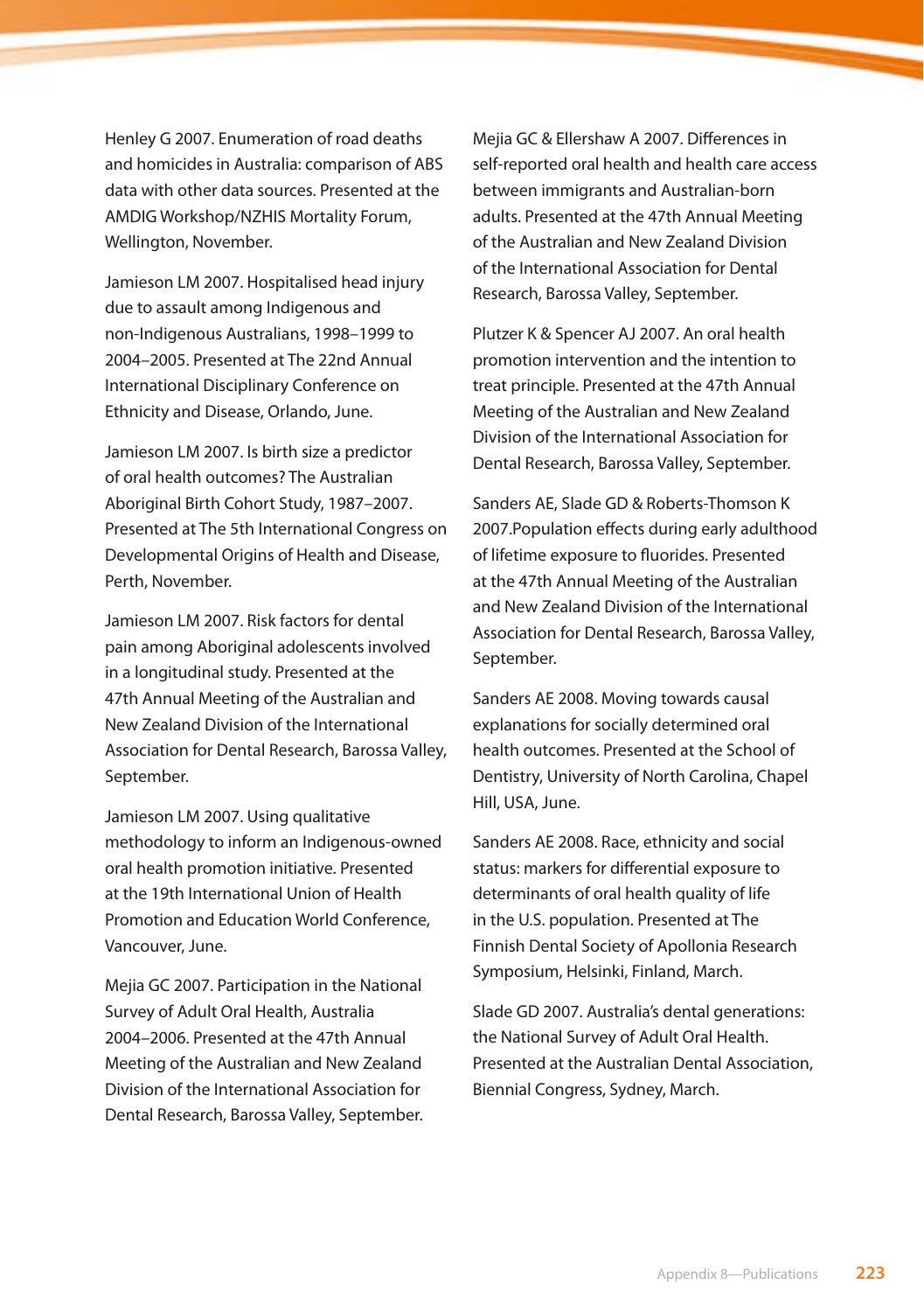Henley G 2007. Enumeration of road deaths and homicides in Australia: comparison of ABS data with other data sources. Presented at the AMDIG Workshop/NZHIS Mortality Forum, Wellington, November.

Jamieson LM 2007. Hospitalised head injury due to assault among Indigenous and non-Indigenous Australians, 1998–1999 to 2004–2005. Presented at The 22nd Annual International Disciplinary Conference on Ethnicity and Disease, Orlando, June.

Jamieson LM 2007. Is birth size a predictor of oral health outcomes? The Australian Aboriginal Birth Cohort Study, 1987–2007. Presented at The 5th International Congress on Developmental Origins of Health and Disease, Perth, November.

Jamieson LM 2007. Risk factors for dental pain among Aboriginal adolescents involved in a longitudinal study. Presented at the 47th Annual Meeting of the Australian and New Zealand Division of the International Association for Dental Research, Barossa Valley, September.

Jamieson LM 2007. Using qualitative methodology to inform an Indigenous-owned oral health promotion initiative. Presented at the 19th International Union of Health Promotion and Education World Conference, Vancouver, June.

Mejia GC 2007. Participation in the National Survey of Adult Oral Health, Australia 2004–2006. Presented at the 47th Annual Meeting of the Australian and New Zealand Division of the International Association for Dental Research, Barossa Valley, September.

Mejia GC & Ellershaw A 2007. Differences in self-reported oral health and health care access between immigrants and Australian-born adults. Presented at the 47th Annual Meeting of the Australian and New Zealand Division of the International Association for Dental Research, Barossa Valley, September.

Plutzer K & Spencer AJ 2007. An oral health promotion intervention and the intention to treat principle. Presented at the 47th Annual Meeting of the Australian and New Zealand Division of the International Association for Dental Research, Barossa Valley, September.

Sanders AE, Slade GD & Roberts-Thomson K 2007.Population effects during early adulthood of lifetime exposure to fluorides. Presented at the 47th Annual Meeting of the Australian and New Zealand Division of the International Association for Dental Research, Barossa Valley, September.

Sanders AE 2008. Moving towards causal explanations for socially determined oral health outcomes. Presented at the School of Dentistry, University of North Carolina, Chapel Hill, USA, June.

Sanders AE 2008. Race, ethnicity and social status: markers for differential exposure to determinants of oral health quality of life in the U.S. population. Presented at The Finnish Dental Society of Apollonia Research Symposium, Helsinki, Finland, March.

Slade GD 2007. Australia's dental generations: the National Survey of Adult Oral Health. Presented at the Australian Dental Association, Biennial Congress, Sydney, March.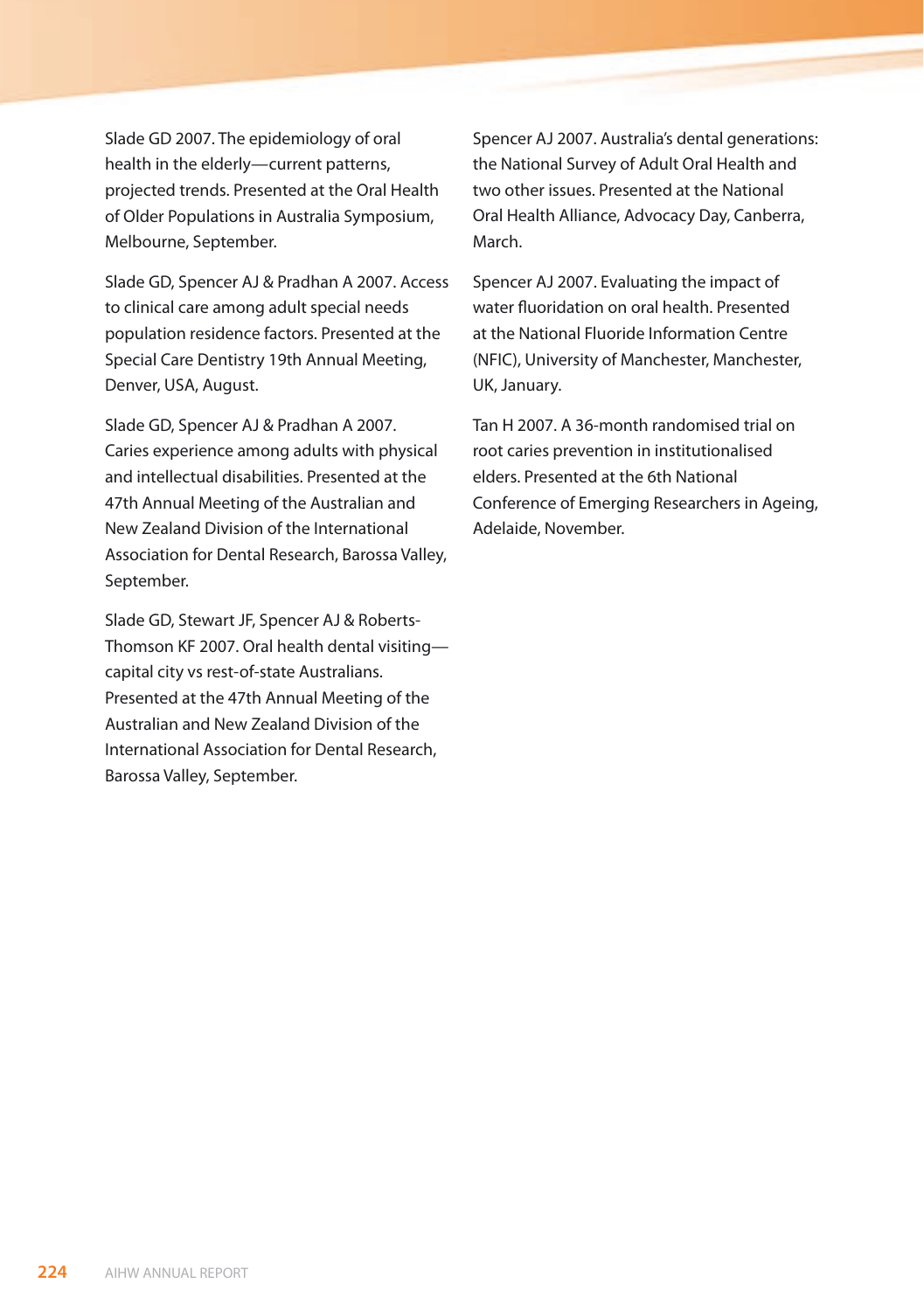Slade GD 2007. The epidemiology of oral health in the elderly—current patterns, projected trends. Presented at the Oral Health of Older Populations in Australia Symposium, Melbourne, September.

Slade GD, Spencer AJ & Pradhan A 2007. Access to clinical care among adult special needs population residence factors. Presented at the Special Care Dentistry 19th Annual Meeting, Denver, USA, August.

Slade GD, Spencer AJ & Pradhan A 2007. Caries experience among adults with physical and intellectual disabilities. Presented at the 47th Annual Meeting of the Australian and New Zealand Division of the International Association for Dental Research, Barossa Valley, September.

Slade GD, Stewart JF, Spencer AJ & Roberts-Thomson KF 2007. Oral health dental visiting—capital city vs rest-of-state Australians. Presented at the 47th Annual Meeting of the Australian and New Zealand Division of the International Association for Dental Research, Barossa Valley, September.

Spencer AJ 2007. Australia's dental generations: the National Survey of Adult Oral Health and two other issues. Presented at the National Oral Health Alliance, Advocacy Day, Canberra, March.

Spencer AJ 2007. Evaluating the impact of water fluoridation on oral health. Presented at the National Fluoride Information Centre (NFIC), University of Manchester, Manchester, UK, January.

Tan H 2007. A 36-month randomised trial on root caries prevention in institutionalised elders. Presented at the 6th National Conference of Emerging Researchers in Ageing, Adelaide, November.